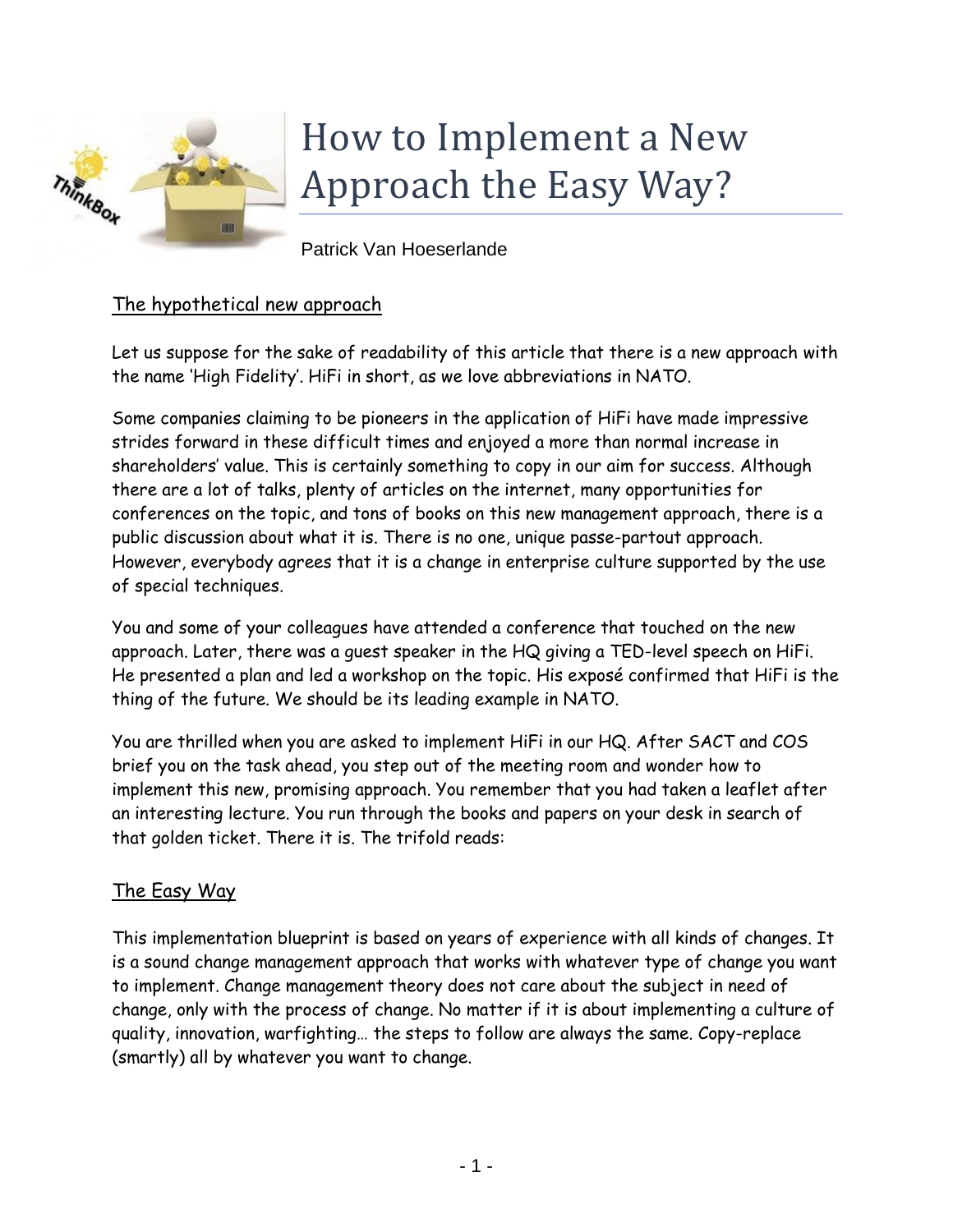# How to Implement a New Approach the Easy Way?

Patrick Van Hoeserlande

## The hypothetical new approach

Let us suppose for the sake of readability of this article that there is a new approach with the name 'High Fidelity'. HiFi in short, as we love abbreviations in NATO.

Some companies claiming to be pioneers in the application of HiFi have made impressive strides forward in these difficult times and enjoyed a more than normal increase in shareholders' value. This is certainly something to copy in our aim for success. Although there are a lot of talks, plenty of articles on the internet, many opportunities for conferences on the topic, and tons of books on this new management approach, there is a public discussion about what it is. There is no one, unique passe-partout approach. However, everybody agrees that it is a change in enterprise culture supported by the use of special techniques.

You and some of your colleagues have attended a conference that touched on the new approach. Later, there was a guest speaker in the HQ giving a TED-level speech on HiFi. He presented a plan and led a workshop on the topic. His exposé confirmed that HiFi is the thing of the future. We should be its leading example in NATO.

You are thrilled when you are asked to implement HiFi in our HQ. After SACT and COS brief you on the task ahead, you step out of the meeting room and wonder how to implement this new, promising approach. You remember that you had taken a leaflet after an interesting lecture. You run through the books and papers on your desk in search of that golden ticket. There it is. The trifold reads:

## The Easy Way

This implementation blueprint is based on years of experience with all kinds of changes. It is a sound change management approach that works with whatever type of change you want to implement. Change management theory does not care about the subject in need of change, only with the process of change. No matter if it is about implementing a culture of quality, innovation, warfighting… the steps to follow are always the same. Copy-replace (smartly) all by whatever you want to change.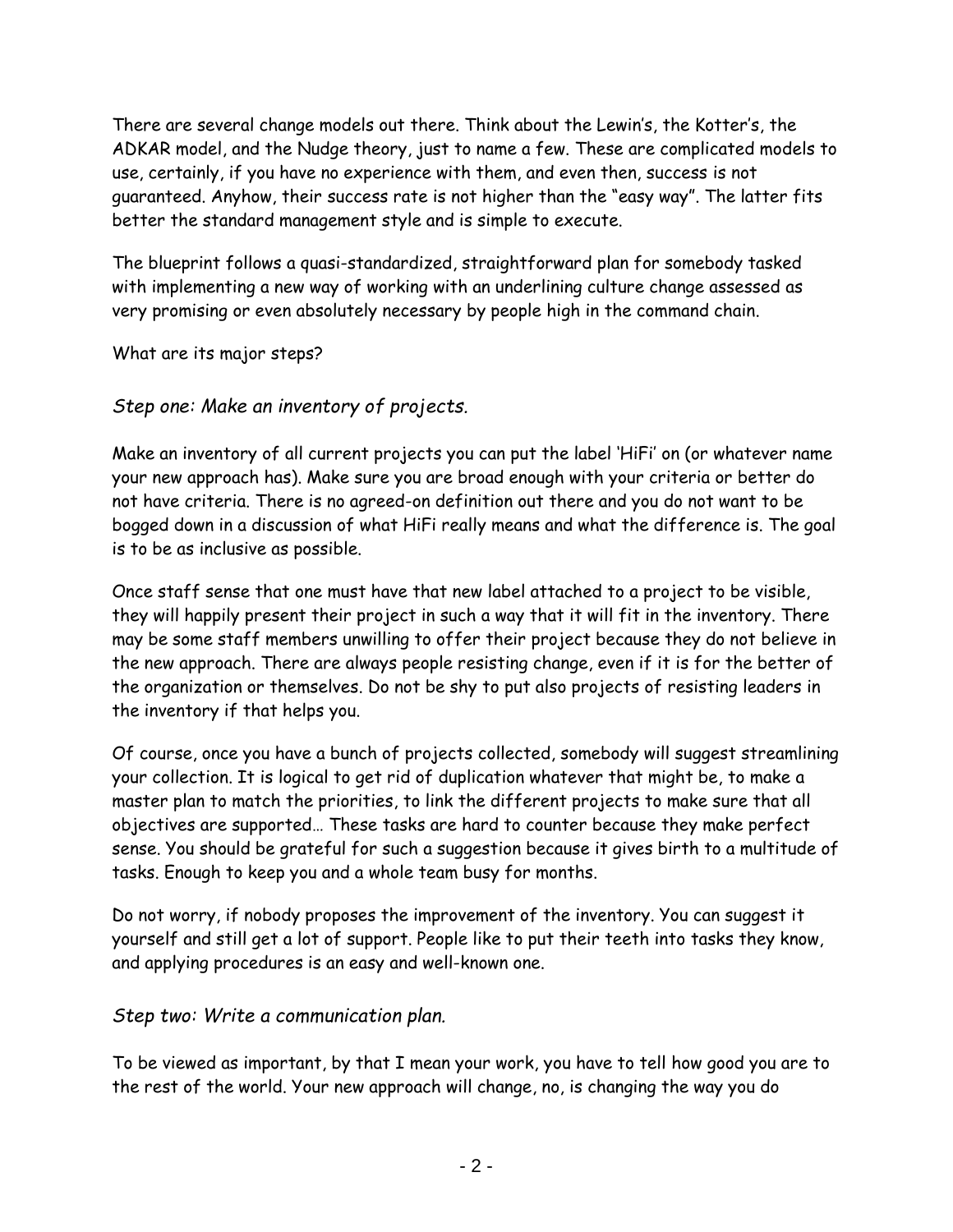There are several change models out there. Think about the Lewin's, the Kotter's, the ADKAR model, and the Nudge theory, just to name a few. These are complicated models to use, certainly, if you have no experience with them, and even then, success is not guaranteed. Anyhow, their success rate is not higher than the "easy way". The latter fits better the standard management style and is simple to execute.

The blueprint follows a quasi-standardized, straightforward plan for somebody tasked with implementing a new way of working with an underlining culture change assessed as very promising or even absolutely necessary by people high in the command chain.

What are its major steps?

### *Step one: Make an inventory of projects.*

Make an inventory of all current projects you can put the label 'HiFi' on (or whatever name your new approach has). Make sure you are broad enough with your criteria or better do not have criteria. There is no agreed-on definition out there and you do not want to be bogged down in a discussion of what HiFi really means and what the difference is. The goal is to be as inclusive as possible.

Once staff sense that one must have that new label attached to a project to be visible, they will happily present their project in such a way that it will fit in the inventory. There may be some staff members unwilling to offer their project because they do not believe in the new approach. There are always people resisting change, even if it is for the better of the organization or themselves. Do not be shy to put also projects of resisting leaders in the inventory if that helps you.

Of course, once you have a bunch of projects collected, somebody will suggest streamlining your collection. It is logical to get rid of duplication whatever that might be, to make a master plan to match the priorities, to link the different projects to make sure that all objectives are supported… These tasks are hard to counter because they make perfect sense. You should be grateful for such a suggestion because it gives birth to a multitude of tasks. Enough to keep you and a whole team busy for months.

Do not worry, if nobody proposes the improvement of the inventory. You can suggest it yourself and still get a lot of support. People like to put their teeth into tasks they know, and applying procedures is an easy and well-known one.

### *Step two: Write a communication plan.*

To be viewed as important, by that I mean your work, you have to tell how good you are to the rest of the world. Your new approach will change, no, is changing the way you do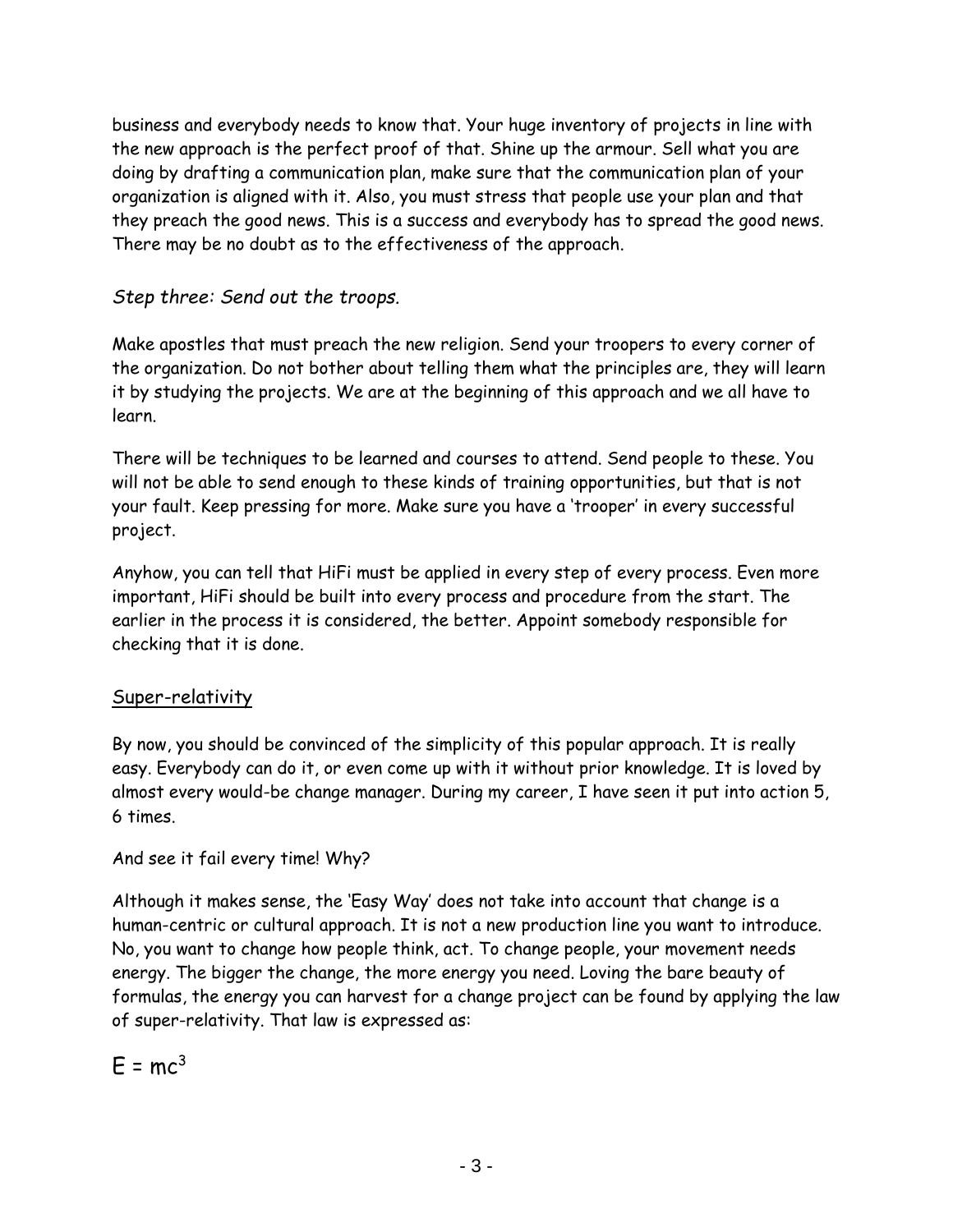business and everybody needs to know that. Your huge inventory of projects in line with the new approach is the perfect proof of that. Shine up the armour. Sell what you are doing by drafting a communication plan, make sure that the communication plan of your organization is aligned with it. Also, you must stress that people use your plan and that they preach the good news. This is a success and everybody has to spread the good news. There may be no doubt as to the effectiveness of the approach.

*Step three: Send out the troops.*

Make apostles that must preach the new religion. Send your troopers to every corner of the organization. Do not bother about telling them what the principles are, they will learn it by studying the projects. We are at the beginning of this approach and we all have to learn.

There will be techniques to be learned and courses to attend. Send people to these. You will not be able to send enough to these kinds of training opportunities, but that is not your fault. Keep pressing for more. Make sure you have a 'trooper' in every successful project.

Anyhow, you can tell that HiFi must be applied in every step of every process. Even more important, HiFi should be built into every process and procedure from the start. The earlier in the process it is considered, the better. Appoint somebody responsible for checking that it is done.

## Super-relativity

By now, you should be convinced of the simplicity of this popular approach. It is really easy. Everybody can do it, or even come up with it without prior knowledge. It is loved by almost every would-be change manager. During my career, I have seen it put into action 5, 6 times.

And see it fail every time! Why?

Although it makes sense, the 'Easy Way' does not take into account that change is a human-centric or cultural approach. It is not a new production line you want to introduce. No, you want to change how people think, act. To change people, your movement needs energy. The bigger the change, the more energy you need. Loving the bare beauty of formulas, the energy you can harvest for a change project can be found by applying the law of super-relativity. That law is expressed as:

$$E = mc^3$$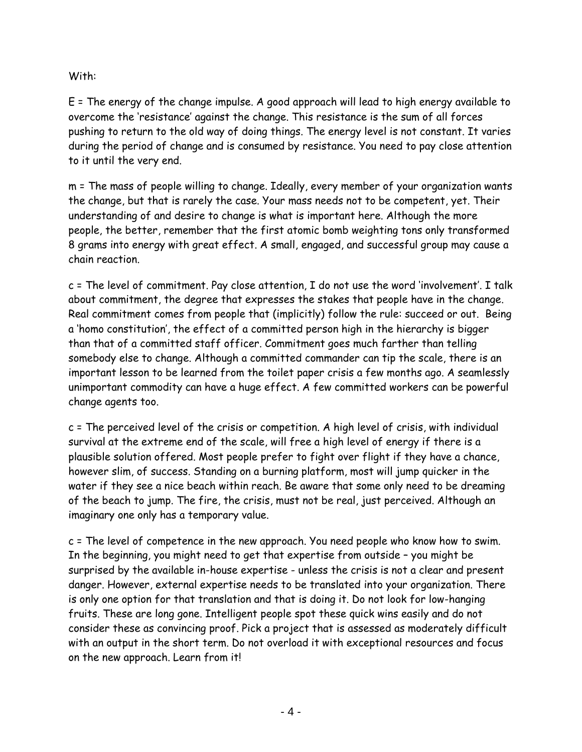With:

E = The energy of the change impulse. A good approach will lead to high energy available to overcome the 'resistance' against the change. This resistance is the sum of all forces pushing to return to the old way of doing things. The energy level is not constant. It varies during the period of change and is consumed by resistance. You need to pay close attention to it until the very end.

m = The mass of people willing to change. Ideally, every member of your organization wants the change, but that is rarely the case. Your mass needs not to be competent, yet. Their understanding of and desire to change is what is important here. Although the more people, the better, remember that the first atomic bomb weighting tons only transformed 8 grams into energy with great effect. A small, engaged, and successful group may cause a chain reaction.

c = The level of commitment. Pay close attention, I do not use the word 'involvement'. I talk about commitment, the degree that expresses the stakes that people have in the change. Real commitment comes from people that (implicitly) follow the rule: succeed or out. Being a 'homo constitution', the effect of a committed person high in the hierarchy is bigger than that of a committed staff officer. Commitment goes much farther than telling somebody else to change. Although a committed commander can tip the scale, there is an important lesson to be learned from the toilet paper crisis a few months ago. A seamlessly unimportant commodity can have a huge effect. A few committed workers can be powerful change agents too.

c = The perceived level of the crisis or competition. A high level of crisis, with individual survival at the extreme end of the scale, will free a high level of energy if there is a plausible solution offered. Most people prefer to fight over flight if they have a chance, however slim, of success. Standing on a burning platform, most will jump quicker in the water if they see a nice beach within reach. Be aware that some only need to be dreaming of the beach to jump. The fire, the crisis, must not be real, just perceived. Although an imaginary one only has a temporary value.

c = The level of competence in the new approach. You need people who know how to swim. In the beginning, you might need to get that expertise from outside – you might be surprised by the available in-house expertise - unless the crisis is not a clear and present danger. However, external expertise needs to be translated into your organization. There is only one option for that translation and that is doing it. Do not look for low-hanging fruits. These are long gone. Intelligent people spot these quick wins easily and do not consider these as convincing proof. Pick a project that is assessed as moderately difficult with an output in the short term. Do not overload it with exceptional resources and focus on the new approach. Learn from it!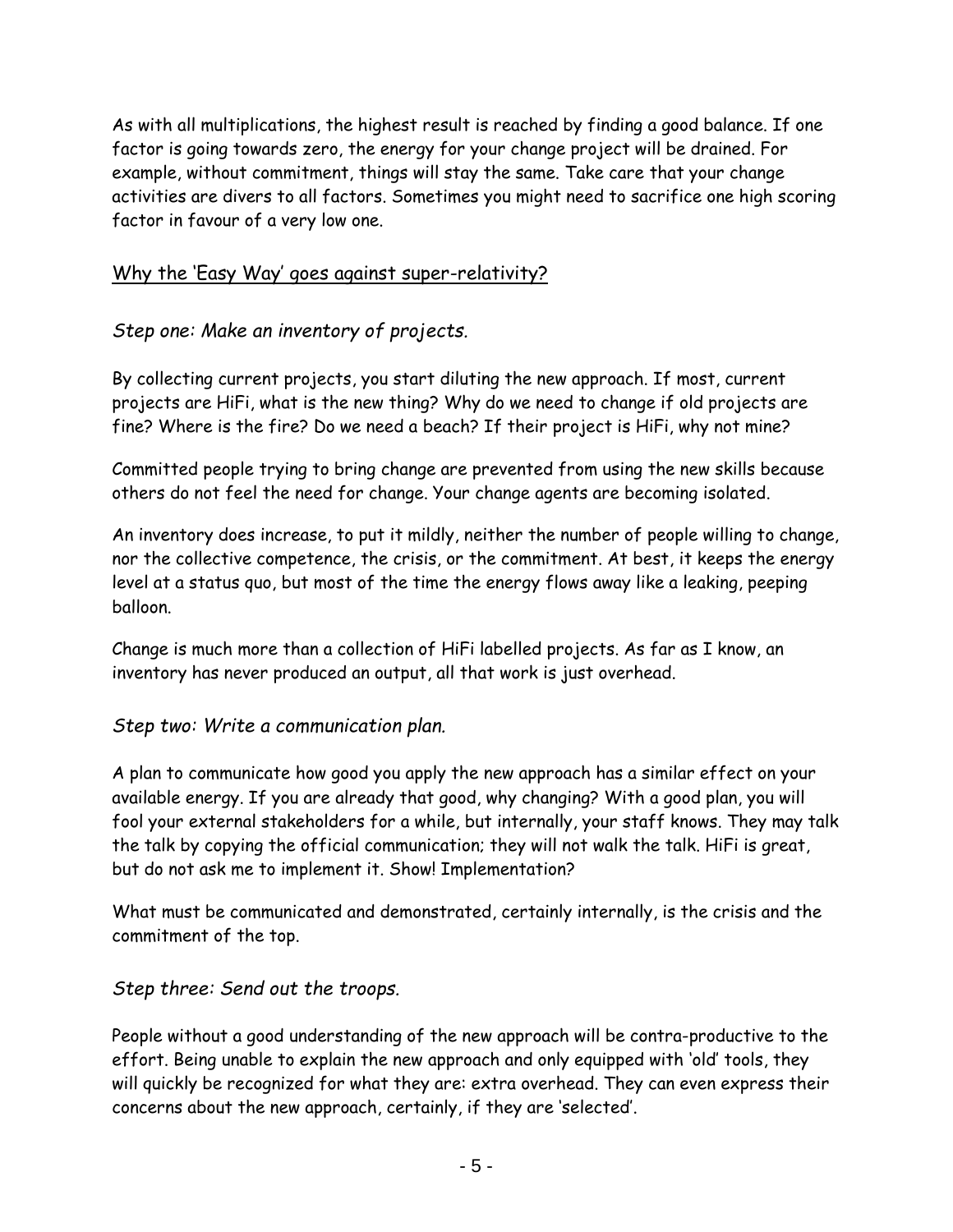As with all multiplications, the highest result is reached by finding a good balance. If one factor is going towards zero, the energy for your change project will be drained. For example, without commitment, things will stay the same. Take care that your change activities are divers to all factors. Sometimes you might need to sacrifice one high scoring factor in favour of a very low one.

## Why the 'Easy Way' goes against super-relativity?

### *Step one: Make an inventory of projects.*

By collecting current projects, you start diluting the new approach. If most, current projects are HiFi, what is the new thing? Why do we need to change if old projects are fine? Where is the fire? Do we need a beach? If their project is HiFi, why not mine?

Committed people trying to bring change are prevented from using the new skills because others do not feel the need for change. Your change agents are becoming isolated.

An inventory does increase, to put it mildly, neither the number of people willing to change, nor the collective competence, the crisis, or the commitment. At best, it keeps the energy level at a status quo, but most of the time the energy flows away like a leaking, peeping balloon.

Change is much more than a collection of HiFi labelled projects. As far as I know, an inventory has never produced an output, all that work is just overhead.

### *Step two: Write a communication plan.*

A plan to communicate how good you apply the new approach has a similar effect on your available energy. If you are already that good, why changing? With a good plan, you will fool your external stakeholders for a while, but internally, your staff knows. They may talk the talk by copying the official communication; they will not walk the talk. HiFi is great, but do not ask me to implement it. Show! Implementation?

What must be communicated and demonstrated, certainly internally, is the crisis and the commitment of the top.

### *Step three: Send out the troops.*

People without a good understanding of the new approach will be contra-productive to the effort. Being unable to explain the new approach and only equipped with 'old' tools, they will quickly be recognized for what they are: extra overhead. They can even express their concerns about the new approach, certainly, if they are 'selected'.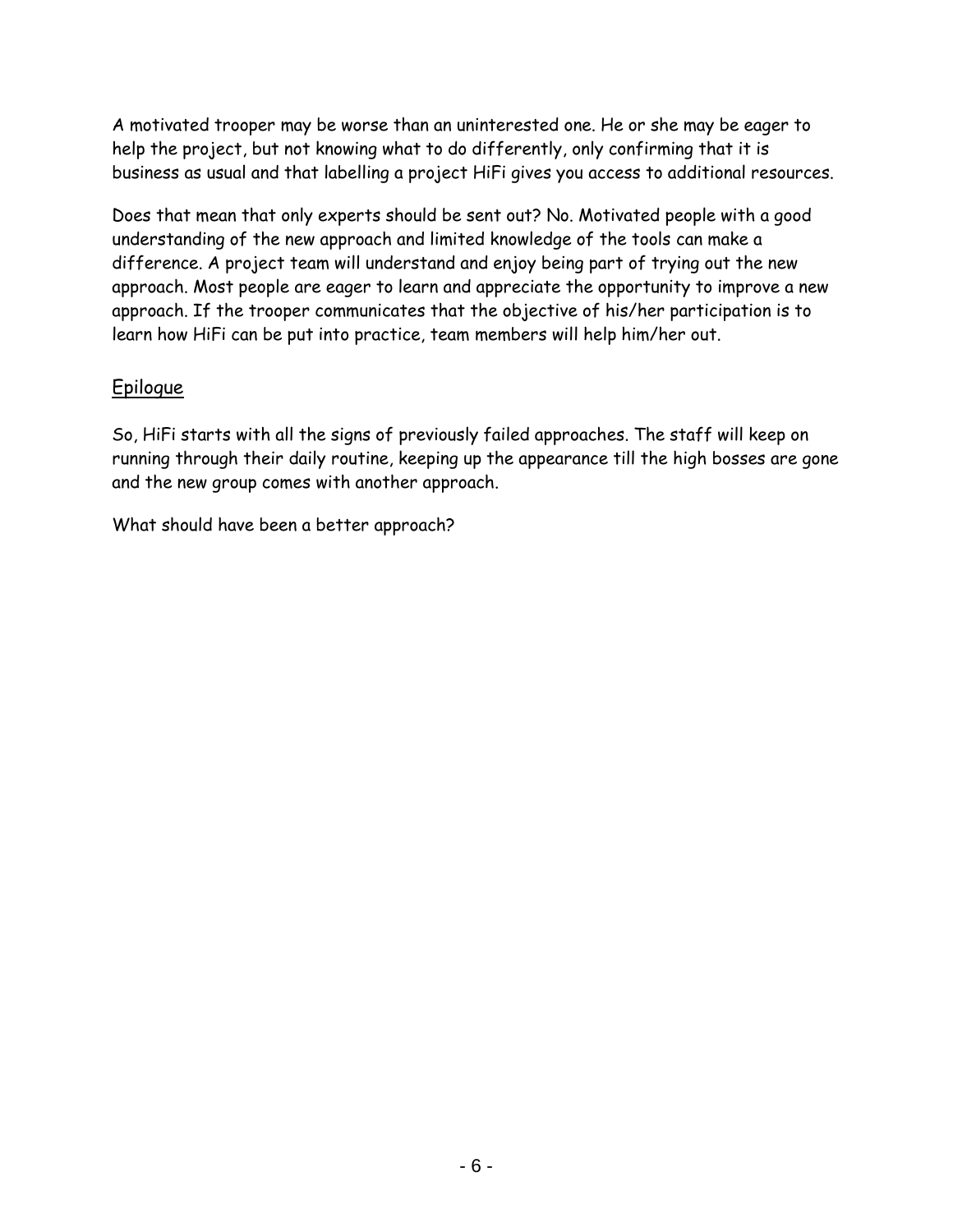A motivated trooper may be worse than an uninterested one. He or she may be eager to help the project, but not knowing what to do differently, only confirming that it is business as usual and that labelling a project HiFi gives you access to additional resources.

Does that mean that only experts should be sent out? No. Motivated people with a good understanding of the new approach and limited knowledge of the tools can make a difference. A project team will understand and enjoy being part of trying out the new approach. Most people are eager to learn and appreciate the opportunity to improve a new approach. If the trooper communicates that the objective of his/her participation is to learn how HiFi can be put into practice, team members will help him/her out.

## Epilogue

So, HiFi starts with all the signs of previously failed approaches. The staff will keep on running through their daily routine, keeping up the appearance till the high bosses are gone and the new group comes with another approach.

What should have been a better approach?